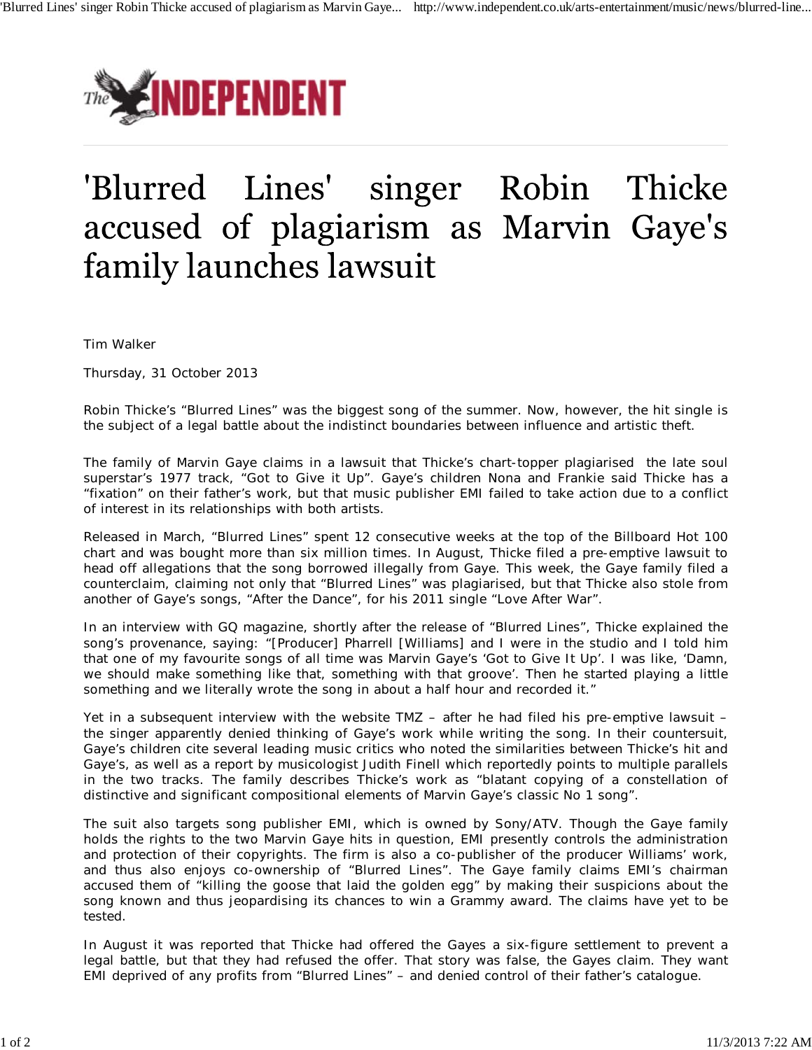# 'Blurred Lines' singer Robin Thicke accused of plagiarism as Marvin Gaye's family launches lawsuit

Tim Walker

Thursday, 31 October 2013

Robin Thicke's "Blurred Lines" was the biggest song of the summer. Now, however, the hit single is the subject of a legal battle about the indistinct boundaries between influence and artistic theft.

The family of Marvin Gaye claims in a lawsuit that Thicke's chart-topper plagiarised the late soul superstar's 1977 track, "Got to Give it Up". Gaye's children Nona and Frankie said Thicke has a "fixation" on their father's work, but that music publisher EMI failed to take action due to a conflict of interest in its relationships with both artists.

Released in March, "Blurred Lines" spent 12 consecutive weeks at the top of the Billboard Hot 100 chart and was bought more than six million times. In August, Thicke filed a pre-emptive lawsuit to head off allegations that the song borrowed illegally from Gaye. This week, the Gaye family filed a counterclaim, claiming not only that "Blurred Lines" was plagiarised, but that Thicke also stole from another of Gaye's songs, "After the Dance", for his 2011 single "Love After War".

In an interview with GQ magazine, shortly after the release of "Blurred Lines", Thicke explained the song's provenance, saying: "[Producer] Pharrell [Williams] and I were in the studio and I told him that one of my favourite songs of all time was Marvin Gaye's 'Got to Give It Up'. I was like, 'Damn, we should make something like that, something with that groove'. Then he started playing a little something and we literally wrote the song in about a half hour and recorded it."

Yet in a subsequent interview with the website TMZ – after he had filed his pre-emptive lawsuit – the singer apparently denied thinking of Gaye's work while writing the song. In their countersuit, Gaye's children cite several leading music critics who noted the similarities between Thicke's hit and Gaye's, as well as a report by musicologist Judith Finell which reportedly points to multiple parallels in the two tracks. The family describes Thicke's work as "blatant copying of a constellation of distinctive and significant compositional elements of Marvin Gaye's classic No 1 song".

The suit also targets song publisher EMI, which is owned by Sony/ATV. Though the Gaye family holds the rights to the two Marvin Gaye hits in question, EMI presently controls the administration and protection of their copyrights. The firm is also a co-publisher of the producer Williams' work, and thus also enjoys co-ownership of "Blurred Lines". The Gaye family claims EMI's chairman accused them of "killing the goose that laid the golden egg" by making their suspicions about the song known and thus jeopardising its chances to win a Grammy award. The claims have yet to be tested.

In August it was reported that Thicke had offered the Gayes a six-figure settlement to prevent a legal battle, but that they had refused the offer. That story was false, the Gayes claim. They want EMI deprived of any profits from "Blurred Lines" – and denied control of their father's catalogue.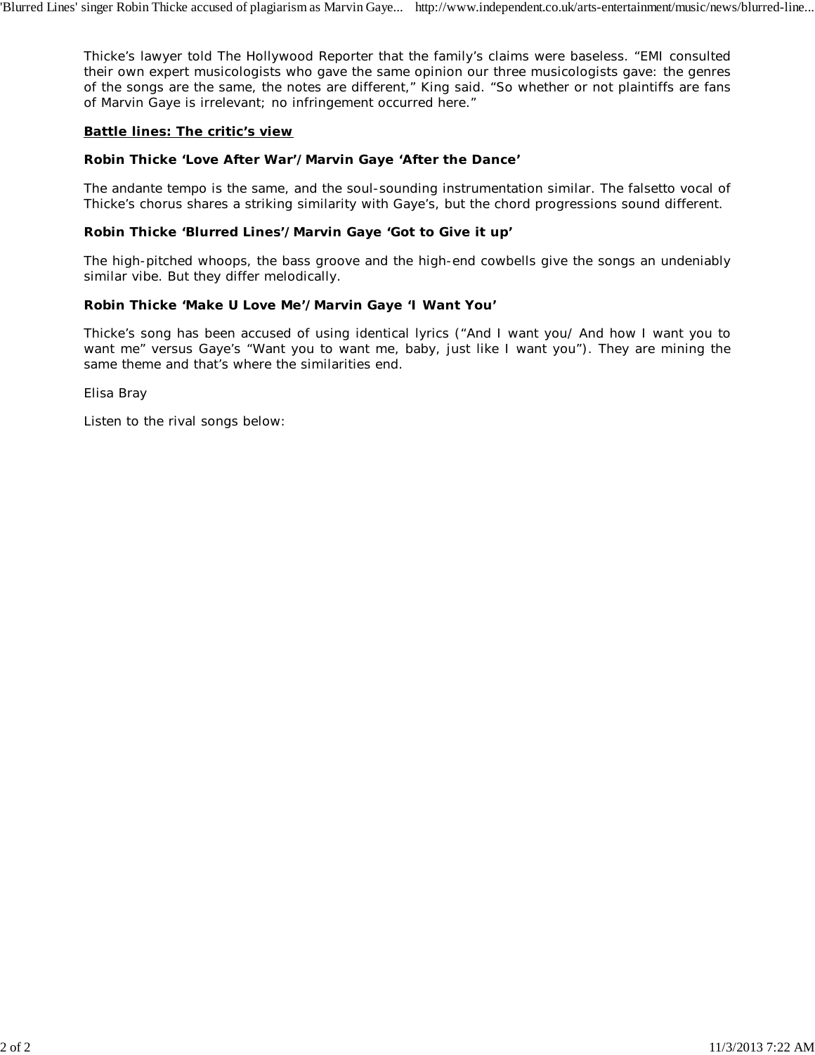Thicke’s lawyer told The Hollywood Reporter that the family’s claims were baseless. “EMI consulted their own expert musicologists who gave the same opinion our three musicologists gave: the genres of the songs are the same, the notes are different,” King said. “So whether or not plaintiffs are fans of Marvin Gaye is irrelevant; no infringement occurred here.”

**Battle lines: The critic’s view**

**Robin Thicke ‘Love After War’/Marvin Gaye ‘After the Dance’**

The andante tempo is the same, and the soul-sounding instrumentation similar. The falsetto vocal of Thicke’s chorus shares a striking similarity with Gaye’s, but the chord progressions sound different.

**Robin Thicke ‘Blurred Lines’/Marvin Gaye ‘Got to Give it up’**

The high-pitched whoops, the bass groove and the high-end cowbells give the songs an undeniably similar vibe. But they differ melodically.

**Robin Thicke ‘Make U Love Me’/Marvin Gaye ‘I Want You’**

Thicke’s song has been accused of using identical lyrics (“And I want you/ And how I want you to want me” versus Gaye’s “Want you to want me, baby, just like I want you”). They are mining the same theme and that’s where the similarities end.

Elisa Bray

Listen to the rival songs below: